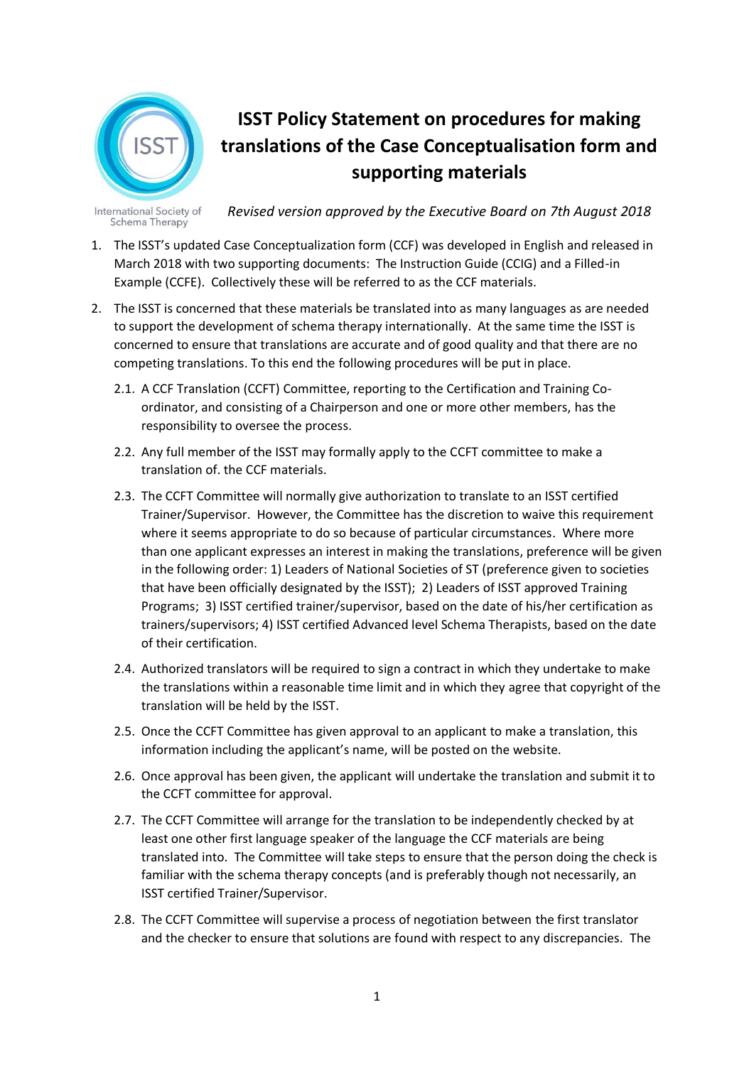# ISST Policy Statement on procedures for making translations of the Case Conceptualisation form and supporting materials

International Society of Schema Therapy

*Revised version approved by the Executive Board on 7th August 2018*

1. The ISST's updated Case Conceptualization form (CCF) was developed in English and released in March 2018 with two supporting documents: The Instruction Guide (CCIG) and a Filled-in Example (CCFE). Collectively these will be referred to as the CCF materials.

2. The ISST is concerned that these materials be translated into as many languages as are needed to support the development of schema therapy internationally. At the same time the ISST is concerned to ensure that translations are accurate and of good quality and that there are no competing translations. To this end the following procedures will be put in place.

   2.1. A CCF Translation (CCFT) Committee, reporting to the Certification and Training Co-ordinator, and consisting of a Chairperson and one or more other members, has the responsibility to oversee the process.

   2.2. Any full member of the ISST may formally apply to the CCFT committee to make a translation of. the CCF materials.

   2.3. The CCFT Committee will normally give authorization to translate to an ISST certified Trainer/Supervisor. However, the Committee has the discretion to waive this requirement where it seems appropriate to do so because of particular circumstances. Where more than one applicant expresses an interest in making the translations, preference will be given in the following order: 1) Leaders of National Societies of ST (preference given to societies that have been officially designated by the ISST); 2) Leaders of ISST approved Training Programs; 3) ISST certified trainer/supervisor, based on the date of his/her certification as trainers/supervisors; 4) ISST certified Advanced level Schema Therapists, based on the date of their certification.

   2.4. Authorized translators will be required to sign a contract in which they undertake to make the translations within a reasonable time limit and in which they agree that copyright of the translation will be held by the ISST.

   2.5. Once the CCFT Committee has given approval to an applicant to make a translation, this information including the applicant's name, will be posted on the website.

   2.6. Once approval has been given, the applicant will undertake the translation and submit it to the CCFT committee for approval.

   2.7. The CCFT Committee will arrange for the translation to be independently checked by at least one other first language speaker of the language the CCF materials are being translated into. The Committee will take steps to ensure that the person doing the check is familiar with the schema therapy concepts (and is preferably though not necessarily, an ISST certified Trainer/Supervisor.

   2.8. The CCFT Committee will supervise a process of negotiation between the first translator and the checker to ensure that solutions are found with respect to any discrepancies. The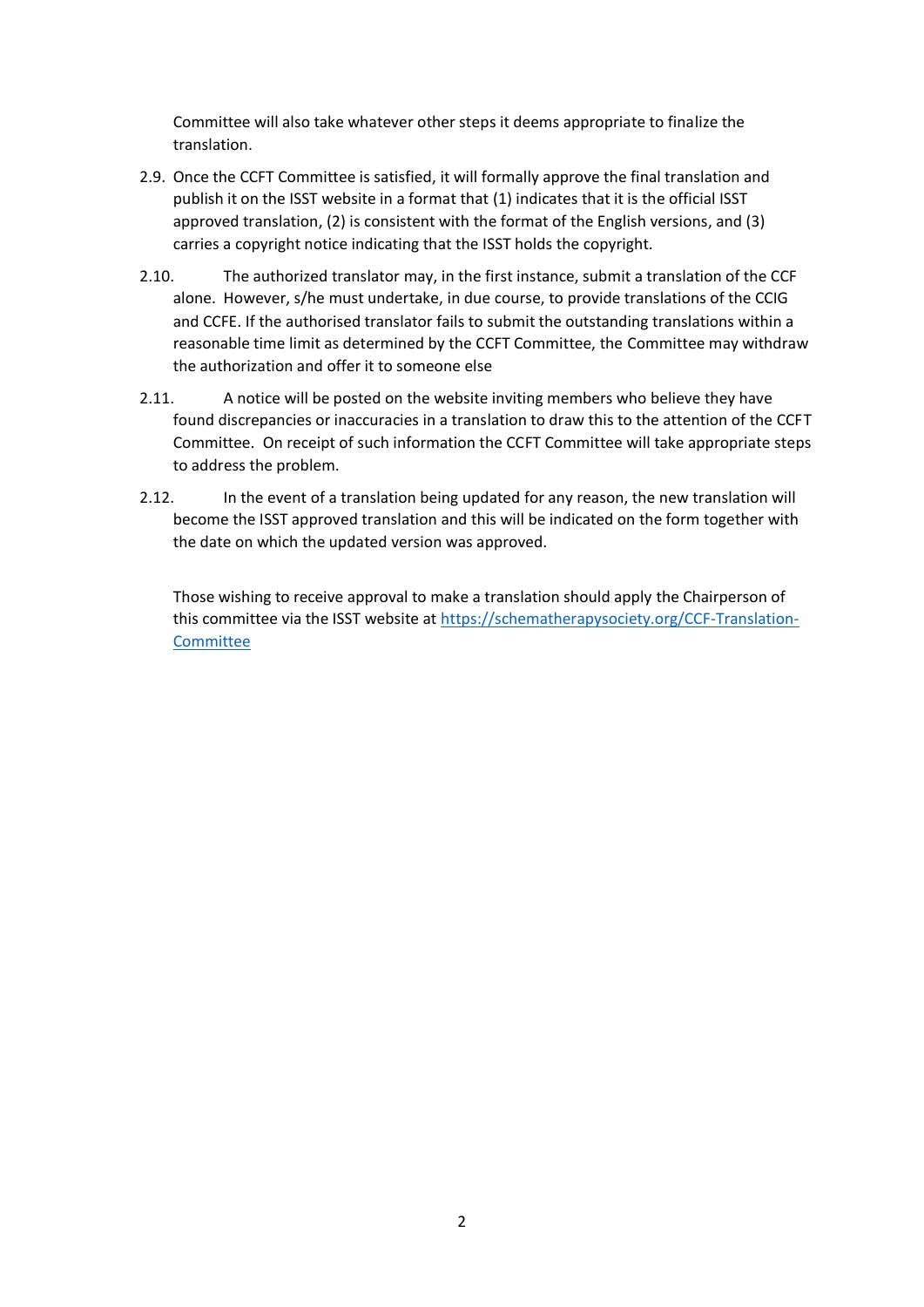Committee will also take whatever other steps it deems appropriate to finalize the translation.

2.9. Once the CCFT Committee is satisfied, it will formally approve the final translation and publish it on the ISST website in a format that (1) indicates that it is the official ISST approved translation, (2) is consistent with the format of the English versions, and (3) carries a copyright notice indicating that the ISST holds the copyright.

2.10. The authorized translator may, in the first instance, submit a translation of the CCF alone. However, s/he must undertake, in due course, to provide translations of the CCIG and CCFE. If the authorised translator fails to submit the outstanding translations within a reasonable time limit as determined by the CCFT Committee, the Committee may withdraw the authorization and offer it to someone else

2.11. A notice will be posted on the website inviting members who believe they have found discrepancies or inaccuracies in a translation to draw this to the attention of the CCFT Committee. On receipt of such information the CCFT Committee will take appropriate steps to address the problem.

2.12. In the event of a translation being updated for any reason, the new translation will become the ISST approved translation and this will be indicated on the form together with the date on which the updated version was approved.

Those wishing to receive approval to make a translation should apply the Chairperson of this committee via the ISST website at [https://schematherapysociety.org/CCF-Translation-Committee](https://schematherapysociety.org/CCF-Translation-Committee)